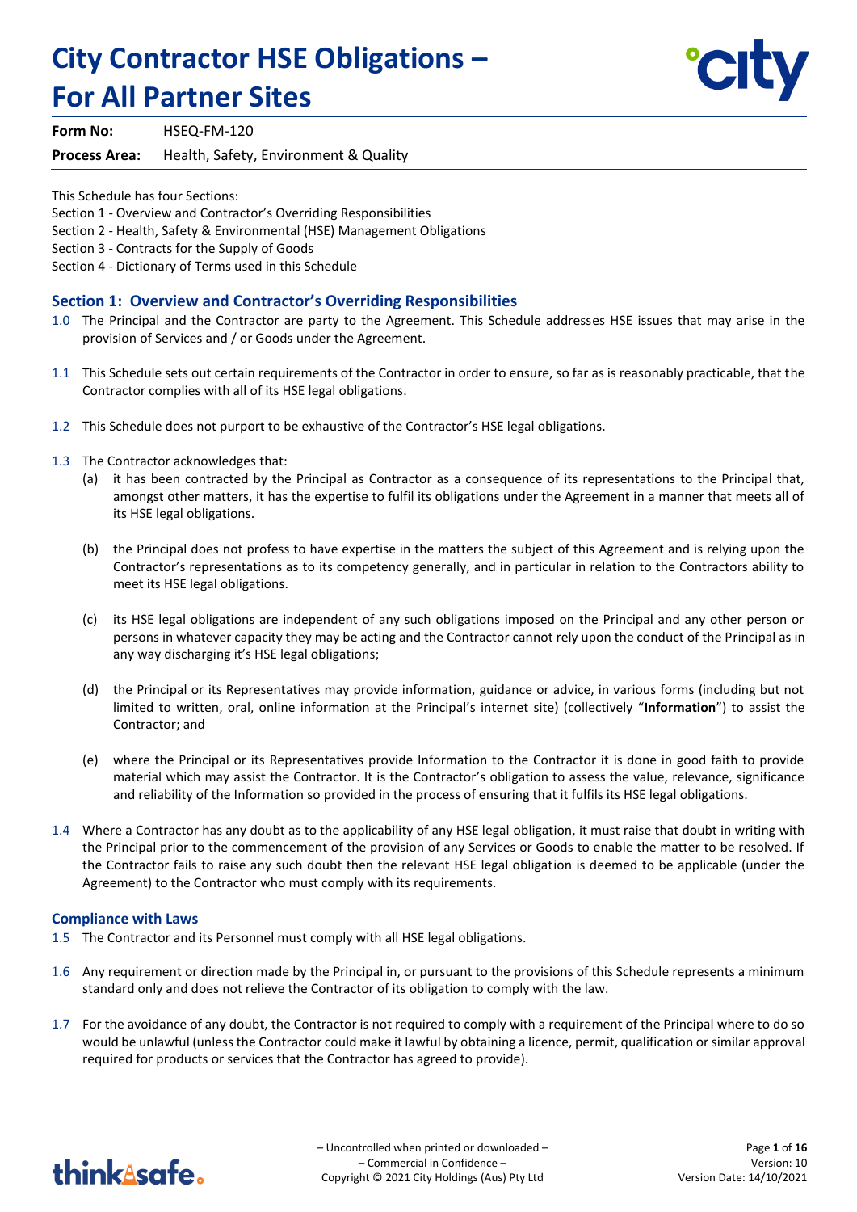# City Contractor HSE Obligations – For All Partner Sites

**Form No:** HSEQ-FM-120

**Process Area:** Health, Safety, Environment & Quality

This Schedule has four Sections:
Section 1 - Overview and Contractor's Overriding Responsibilities
Section 2 - Health, Safety & Environmental (HSE) Management Obligations
Section 3 - Contracts for the Supply of Goods
Section 4 - Dictionary of Terms used in this Schedule

## Section 1: Overview and Contractor's Overriding Responsibilities

1.0 The Principal and the Contractor are party to the Agreement. This Schedule addresses HSE issues that may arise in the provision of Services and / or Goods under the Agreement.

1.1 This Schedule sets out certain requirements of the Contractor in order to ensure, so far as is reasonably practicable, that the Contractor complies with all of its HSE legal obligations.

1.2 This Schedule does not purport to be exhaustive of the Contractor's HSE legal obligations.

1.3 The Contractor acknowledges that:

(a) it has been contracted by the Principal as Contractor as a consequence of its representations to the Principal that, amongst other matters, it has the expertise to fulfil its obligations under the Agreement in a manner that meets all of its HSE legal obligations.

(b) the Principal does not profess to have expertise in the matters the subject of this Agreement and is relying upon the Contractor's representations as to its competency generally, and in particular in relation to the Contractors ability to meet its HSE legal obligations.

(c) its HSE legal obligations are independent of any such obligations imposed on the Principal and any other person or persons in whatever capacity they may be acting and the Contractor cannot rely upon the conduct of the Principal as in any way discharging it's HSE legal obligations;

(d) the Principal or its Representatives may provide information, guidance or advice, in various forms (including but not limited to written, oral, online information at the Principal's internet site) (collectively "**Information**") to assist the Contractor; and

(e) where the Principal or its Representatives provide Information to the Contractor it is done in good faith to provide material which may assist the Contractor. It is the Contractor's obligation to assess the value, relevance, significance and reliability of the Information so provided in the process of ensuring that it fulfils its HSE legal obligations.

1.4 Where a Contractor has any doubt as to the applicability of any HSE legal obligation, it must raise that doubt in writing with the Principal prior to the commencement of the provision of any Services or Goods to enable the matter to be resolved. If the Contractor fails to raise any such doubt then the relevant HSE legal obligation is deemed to be applicable (under the Agreement) to the Contractor who must comply with its requirements.

### Compliance with Laws

1.5 The Contractor and its Personnel must comply with all HSE legal obligations.

1.6 Any requirement or direction made by the Principal in, or pursuant to the provisions of this Schedule represents a minimum standard only and does not relieve the Contractor of its obligation to comply with the law.

1.7 For the avoidance of any doubt, the Contractor is not required to comply with a requirement of the Principal where to do so would be unlawful (unless the Contractor could make it lawful by obtaining a licence, permit, qualification or similar approval required for products or services that the Contractor has agreed to provide).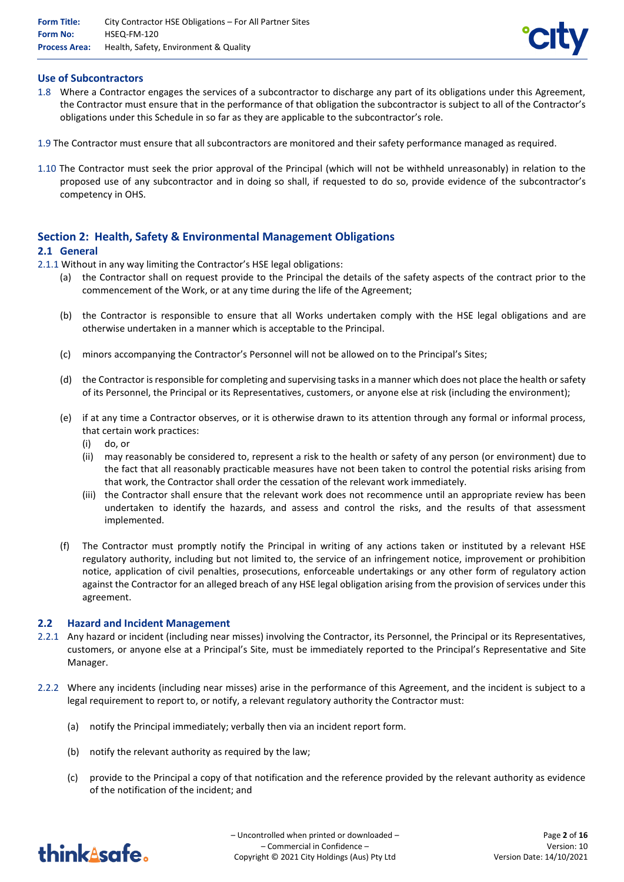### Use of Subcontractors

1.8 Where a Contractor engages the services of a subcontractor to discharge any part of its obligations under this Agreement, the Contractor must ensure that in the performance of that obligation the subcontractor is subject to all of the Contractor's obligations under this Schedule in so far as they are applicable to the subcontractor's role.

1.9 The Contractor must ensure that all subcontractors are monitored and their safety performance managed as required.

1.10 The Contractor must seek the prior approval of the Principal (which will not be withheld unreasonably) in relation to the proposed use of any subcontractor and in doing so shall, if requested to do so, provide evidence of the subcontractor's competency in OHS.

## Section 2: Health, Safety & Environmental Management Obligations

### 2.1 General

2.1.1 Without in any way limiting the Contractor's HSE legal obligations:

(a) the Contractor shall on request provide to the Principal the details of the safety aspects of the contract prior to the commencement of the Work, or at any time during the life of the Agreement;

(b) the Contractor is responsible to ensure that all Works undertaken comply with the HSE legal obligations and are otherwise undertaken in a manner which is acceptable to the Principal.

(c) minors accompanying the Contractor's Personnel will not be allowed on to the Principal's Sites;

(d) the Contractor is responsible for completing and supervising tasks in a manner which does not place the health or safety of its Personnel, the Principal or its Representatives, customers, or anyone else at risk (including the environment);

(e) if at any time a Contractor observes, or it is otherwise drawn to its attention through any formal or informal process, that certain work practices:
  - (i) do, or
  - (ii) may reasonably be considered to, represent a risk to the health or safety of any person (or environment) due to the fact that all reasonably practicable measures have not been taken to control the potential risks arising from that work, the Contractor shall order the cessation of the relevant work immediately.
  - (iii) the Contractor shall ensure that the relevant work does not recommence until an appropriate review has been undertaken to identify the hazards, and assess and control the risks, and the results of that assessment implemented.

(f) The Contractor must promptly notify the Principal in writing of any actions taken or instituted by a relevant HSE regulatory authority, including but not limited to, the service of an infringement notice, improvement or prohibition notice, application of civil penalties, prosecutions, enforceable undertakings or any other form of regulatory action against the Contractor for an alleged breach of any HSE legal obligation arising from the provision of services under this agreement.

### 2.2 Hazard and Incident Management

2.2.1 Any hazard or incident (including near misses) involving the Contractor, its Personnel, the Principal or its Representatives, customers, or anyone else at a Principal's Site, must be immediately reported to the Principal's Representative and Site Manager.

2.2.2 Where any incidents (including near misses) arise in the performance of this Agreement, and the incident is subject to a legal requirement to report to, or notify, a relevant regulatory authority the Contractor must:

(a) notify the Principal immediately; verbally then via an incident report form.

(b) notify the relevant authority as required by the law;

(c) provide to the Principal a copy of that notification and the reference provided by the relevant authority as evidence of the notification of the incident; and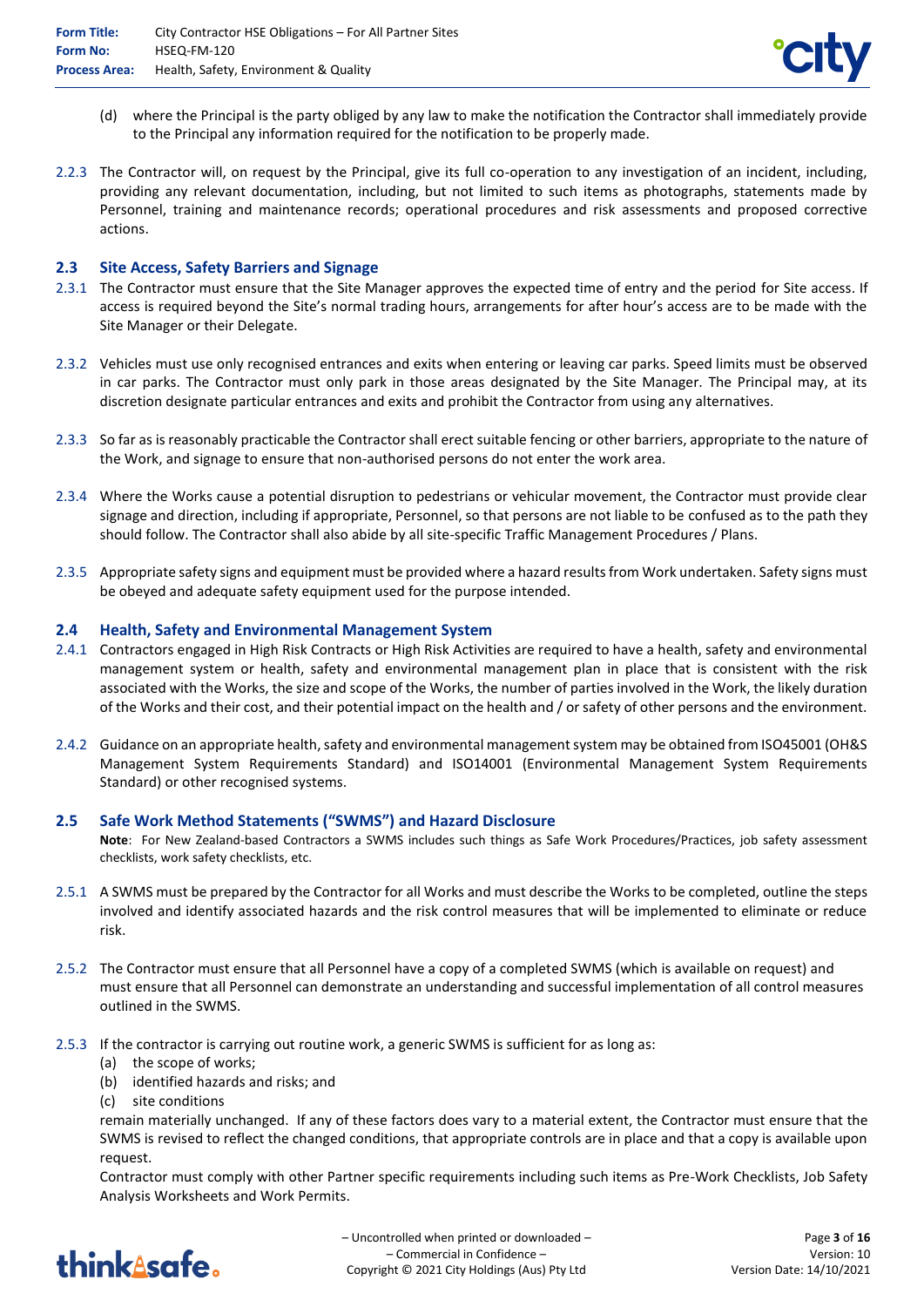(d) where the Principal is the party obliged by any law to make the notification the Contractor shall immediately provide to the Principal any information required for the notification to be properly made.

2.2.3 The Contractor will, on request by the Principal, give its full co-operation to any investigation of an incident, including, providing any relevant documentation, including, but not limited to such items as photographs, statements made by Personnel, training and maintenance records; operational procedures and risk assessments and proposed corrective actions.

## 2.3 Site Access, Safety Barriers and Signage

2.3.1 The Contractor must ensure that the Site Manager approves the expected time of entry and the period for Site access. If access is required beyond the Site's normal trading hours, arrangements for after hour's access are to be made with the Site Manager or their Delegate.

2.3.2 Vehicles must use only recognised entrances and exits when entering or leaving car parks. Speed limits must be observed in car parks. The Contractor must only park in those areas designated by the Site Manager. The Principal may, at its discretion designate particular entrances and exits and prohibit the Contractor from using any alternatives.

2.3.3 So far as is reasonably practicable the Contractor shall erect suitable fencing or other barriers, appropriate to the nature of the Work, and signage to ensure that non-authorised persons do not enter the work area.

2.3.4 Where the Works cause a potential disruption to pedestrians or vehicular movement, the Contractor must provide clear signage and direction, including if appropriate, Personnel, so that persons are not liable to be confused as to the path they should follow. The Contractor shall also abide by all site-specific Traffic Management Procedures / Plans.

2.3.5 Appropriate safety signs and equipment must be provided where a hazard results from Work undertaken. Safety signs must be obeyed and adequate safety equipment used for the purpose intended.

## 2.4 Health, Safety and Environmental Management System

2.4.1 Contractors engaged in High Risk Contracts or High Risk Activities are required to have a health, safety and environmental management system or health, safety and environmental management plan in place that is consistent with the risk associated with the Works, the size and scope of the Works, the number of parties involved in the Work, the likely duration of the Works and their cost, and their potential impact on the health and / or safety of other persons and the environment.

2.4.2 Guidance on an appropriate health, safety and environmental management system may be obtained from ISO45001 (OH&S Management System Requirements Standard) and ISO14001 (Environmental Management System Requirements Standard) or other recognised systems.

## 2.5 Safe Work Method Statements ("SWMS") and Hazard Disclosure

**Note**: For New Zealand-based Contractors a SWMS includes such things as Safe Work Procedures/Practices, job safety assessment checklists, work safety checklists, etc.

2.5.1 A SWMS must be prepared by the Contractor for all Works and must describe the Works to be completed, outline the steps involved and identify associated hazards and the risk control measures that will be implemented to eliminate or reduce risk.

2.5.2 The Contractor must ensure that all Personnel have a copy of a completed SWMS (which is available on request) and must ensure that all Personnel can demonstrate an understanding and successful implementation of all control measures outlined in the SWMS.

2.5.3 If the contractor is carrying out routine work, a generic SWMS is sufficient for as long as:

(a) the scope of works;
(b) identified hazards and risks; and
(c) site conditions

remain materially unchanged. If any of these factors does vary to a material extent, the Contractor must ensure that the SWMS is revised to reflect the changed conditions, that appropriate controls are in place and that a copy is available upon request.

Contractor must comply with other Partner specific requirements including such items as Pre-Work Checklists, Job Safety Analysis Worksheets and Work Permits.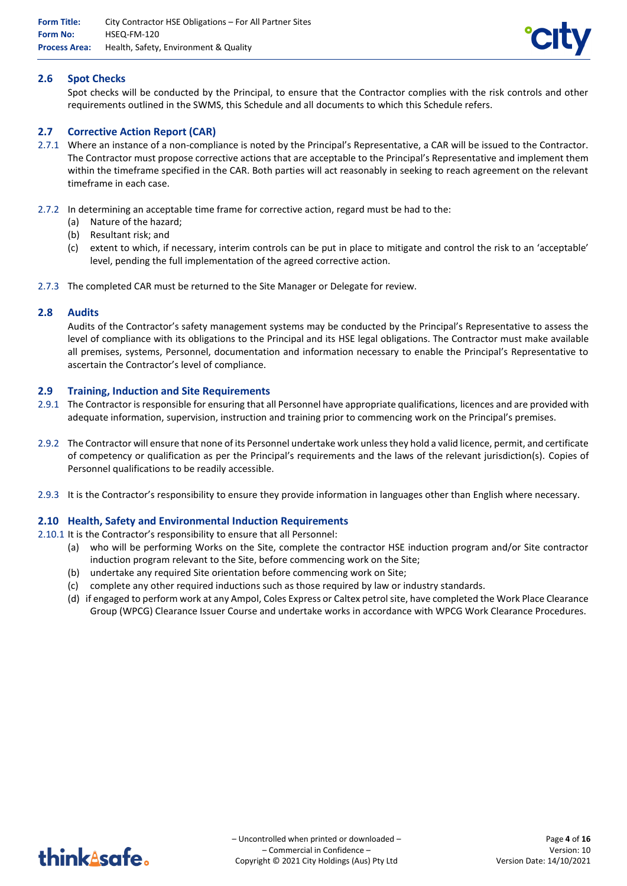## 2.6 Spot Checks

Spot checks will be conducted by the Principal, to ensure that the Contractor complies with the risk controls and other requirements outlined in the SWMS, this Schedule and all documents to which this Schedule refers.

## 2.7 Corrective Action Report (CAR)

2.7.1 Where an instance of a non-compliance is noted by the Principal's Representative, a CAR will be issued to the Contractor. The Contractor must propose corrective actions that are acceptable to the Principal's Representative and implement them within the timeframe specified in the CAR. Both parties will act reasonably in seeking to reach agreement on the relevant timeframe in each case.

2.7.2 In determining an acceptable time frame for corrective action, regard must be had to the:

- (a) Nature of the hazard;
- (b) Resultant risk; and
- (c) extent to which, if necessary, interim controls can be put in place to mitigate and control the risk to an 'acceptable' level, pending the full implementation of the agreed corrective action.

2.7.3 The completed CAR must be returned to the Site Manager or Delegate for review.

## 2.8 Audits

Audits of the Contractor's safety management systems may be conducted by the Principal's Representative to assess the level of compliance with its obligations to the Principal and its HSE legal obligations. The Contractor must make available all premises, systems, Personnel, documentation and information necessary to enable the Principal's Representative to ascertain the Contractor's level of compliance.

## 2.9 Training, Induction and Site Requirements

2.9.1 The Contractor is responsible for ensuring that all Personnel have appropriate qualifications, licences and are provided with adequate information, supervision, instruction and training prior to commencing work on the Principal's premises.

2.9.2 The Contractor will ensure that none of its Personnel undertake work unless they hold a valid licence, permit, and certificate of competency or qualification as per the Principal's requirements and the laws of the relevant jurisdiction(s). Copies of Personnel qualifications to be readily accessible.

2.9.3 It is the Contractor's responsibility to ensure they provide information in languages other than English where necessary.

## 2.10 Health, Safety and Environmental Induction Requirements

2.10.1 It is the Contractor's responsibility to ensure that all Personnel:

- (a) who will be performing Works on the Site, complete the contractor HSE induction program and/or Site contractor induction program relevant to the Site, before commencing work on the Site;
- (b) undertake any required Site orientation before commencing work on Site;
- (c) complete any other required inductions such as those required by law or industry standards.
- (d) if engaged to perform work at any Ampol, Coles Express or Caltex petrol site, have completed the Work Place Clearance Group (WPCG) Clearance Issuer Course and undertake works in accordance with WPCG Work Clearance Procedures.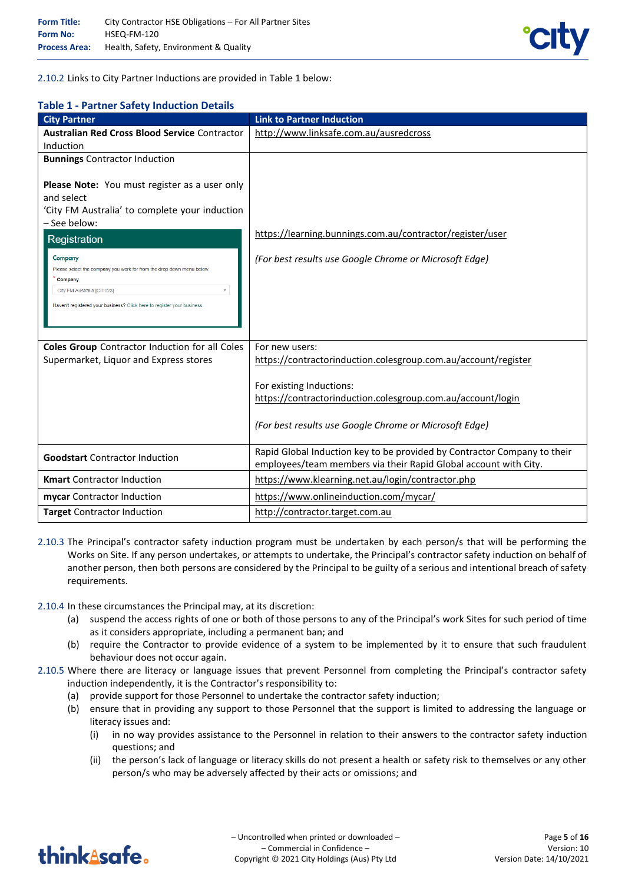2.10.2 Links to City Partner Inductions are provided in Table 1 below:

**Table 1 - Partner Safety Induction Details**

| City Partner | Link to Partner Induction |
|---|---|
| **Australian Red Cross Blood Service** Contractor Induction | http://www.linksafe.com.au/ausredcross |
| **Bunnings** Contractor Induction<br><br>**Please Note:** You must register as a user only and select 'City FM Australia' to complete your induction – See below:<br><br>Registration<br>Company<br>Please select the company you work for from the drop down menu below.<br>* Company<br>City FM Australia [CIT023]<br>Haven't registered your business? Click here to register your business. | https://learning.bunnings.com.au/contractor/register/user<br><br>*(For best results use Google Chrome or Microsoft Edge)* |
| **Coles Group** Contractor Induction for all Coles Supermarket, Liquor and Express stores | For new users:<br>https://contractorinduction.colesgroup.com.au/account/register<br><br>For existing Inductions:<br>https://contractorinduction.colesgroup.com.au/account/login<br><br>*(For best results use Google Chrome or Microsoft Edge)* |
| **Goodstart** Contractor Induction | Rapid Global Induction key to be provided by Contractor Company to their employees/team members via their Rapid Global account with City. |
| **Kmart** Contractor Induction | https://www.klearning.net.au/login/contractor.php |
| **mycar** Contractor Induction | https://www.onlineinduction.com/mycar/ |
| **Target** Contractor Induction | http://contractor.target.com.au |

2.10.3 The Principal's contractor safety induction program must be undertaken by each person/s that will be performing the Works on Site. If any person undertakes, or attempts to undertake, the Principal's contractor safety induction on behalf of another person, then both persons are considered by the Principal to be guilty of a serious and intentional breach of safety requirements.

2.10.4 In these circumstances the Principal may, at its discretion:

(a) suspend the access rights of one or both of those persons to any of the Principal's work Sites for such period of time as it considers appropriate, including a permanent ban; and

(b) require the Contractor to provide evidence of a system to be implemented by it to ensure that such fraudulent behaviour does not occur again.

2.10.5 Where there are literacy or language issues that prevent Personnel from completing the Principal's contractor safety induction independently, it is the Contractor's responsibility to:

(a) provide support for those Personnel to undertake the contractor safety induction;

(b) ensure that in providing any support to those Personnel that the support is limited to addressing the language or literacy issues and:

(i) in no way provides assistance to the Personnel in relation to their answers to the contractor safety induction questions; and

(ii) the person's lack of language or literacy skills do not present a health or safety risk to themselves or any other person/s who may be adversely affected by their acts or omissions; and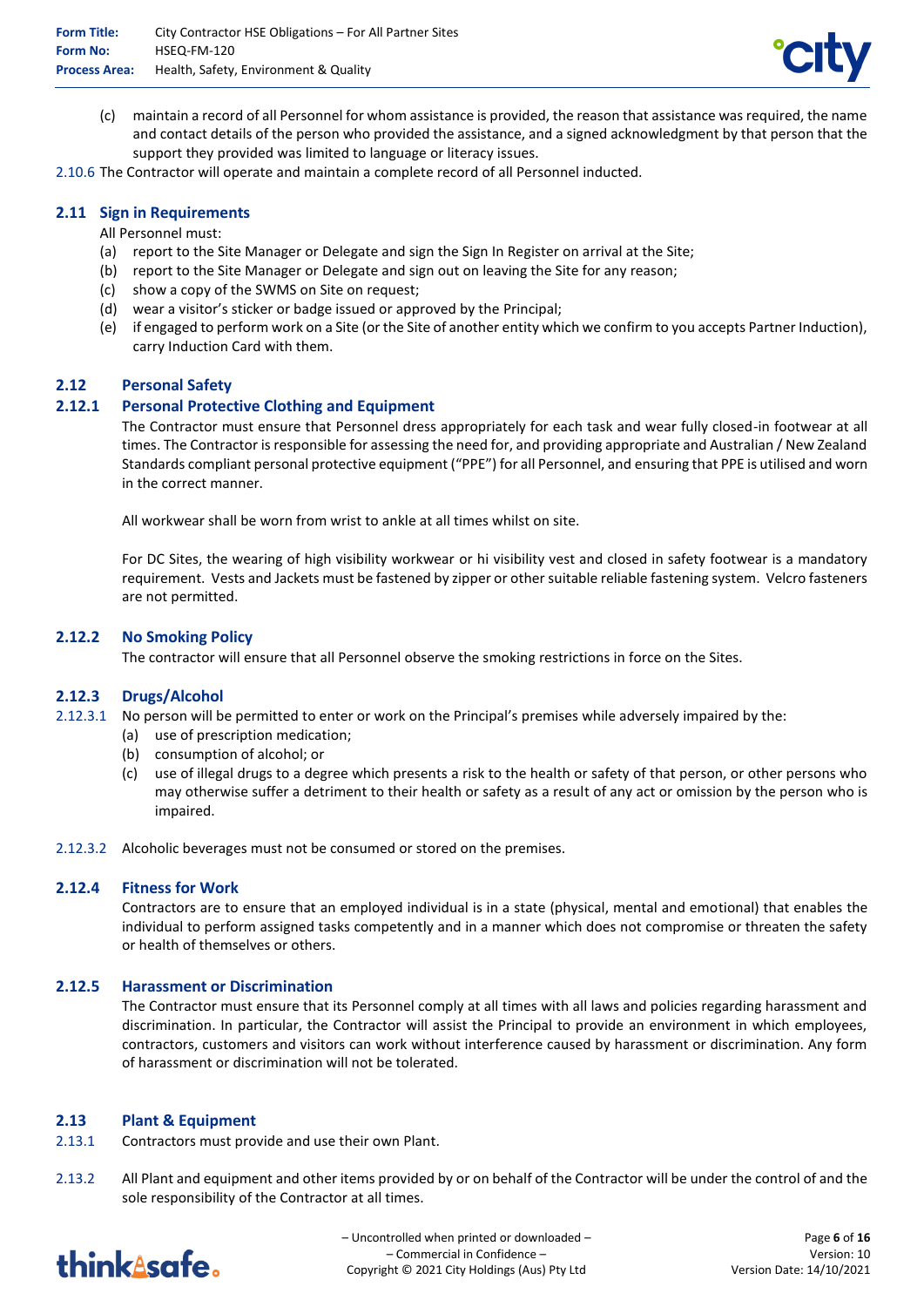(c) maintain a record of all Personnel for whom assistance is provided, the reason that assistance was required, the name and contact details of the person who provided the assistance, and a signed acknowledgment by that person that the support they provided was limited to language or literacy issues.

2.10.6 The Contractor will operate and maintain a complete record of all Personnel inducted.

## 2.11 Sign in Requirements

All Personnel must:

(a) report to the Site Manager or Delegate and sign the Sign In Register on arrival at the Site;

(b) report to the Site Manager or Delegate and sign out on leaving the Site for any reason;

(c) show a copy of the SWMS on Site on request;

(d) wear a visitor's sticker or badge issued or approved by the Principal;

(e) if engaged to perform work on a Site (or the Site of another entity which we confirm to you accepts Partner Induction), carry Induction Card with them.

## 2.12 Personal Safety

### 2.12.1 Personal Protective Clothing and Equipment

The Contractor must ensure that Personnel dress appropriately for each task and wear fully closed-in footwear at all times. The Contractor is responsible for assessing the need for, and providing appropriate and Australian / New Zealand Standards compliant personal protective equipment ("PPE") for all Personnel, and ensuring that PPE is utilised and worn in the correct manner.

All workwear shall be worn from wrist to ankle at all times whilst on site.

For DC Sites, the wearing of high visibility workwear or hi visibility vest and closed in safety footwear is a mandatory requirement. Vests and Jackets must be fastened by zipper or other suitable reliable fastening system. Velcro fasteners are not permitted.

### 2.12.2 No Smoking Policy

The contractor will ensure that all Personnel observe the smoking restrictions in force on the Sites.

### 2.12.3 Drugs/Alcohol

2.12.3.1 No person will be permitted to enter or work on the Principal's premises while adversely impaired by the:

(a) use of prescription medication;

(b) consumption of alcohol; or

(c) use of illegal drugs to a degree which presents a risk to the health or safety of that person, or other persons who may otherwise suffer a detriment to their health or safety as a result of any act or omission by the person who is impaired.

2.12.3.2 Alcoholic beverages must not be consumed or stored on the premises.

### 2.12.4 Fitness for Work

Contractors are to ensure that an employed individual is in a state (physical, mental and emotional) that enables the individual to perform assigned tasks competently and in a manner which does not compromise or threaten the safety or health of themselves or others.

### 2.12.5 Harassment or Discrimination

The Contractor must ensure that its Personnel comply at all times with all laws and policies regarding harassment and discrimination. In particular, the Contractor will assist the Principal to provide an environment in which employees, contractors, customers and visitors can work without interference caused by harassment or discrimination. Any form of harassment or discrimination will not be tolerated.

## 2.13 Plant & Equipment

2.13.1 Contractors must provide and use their own Plant.

2.13.2 All Plant and equipment and other items provided by or on behalf of the Contractor will be under the control of and the sole responsibility of the Contractor at all times.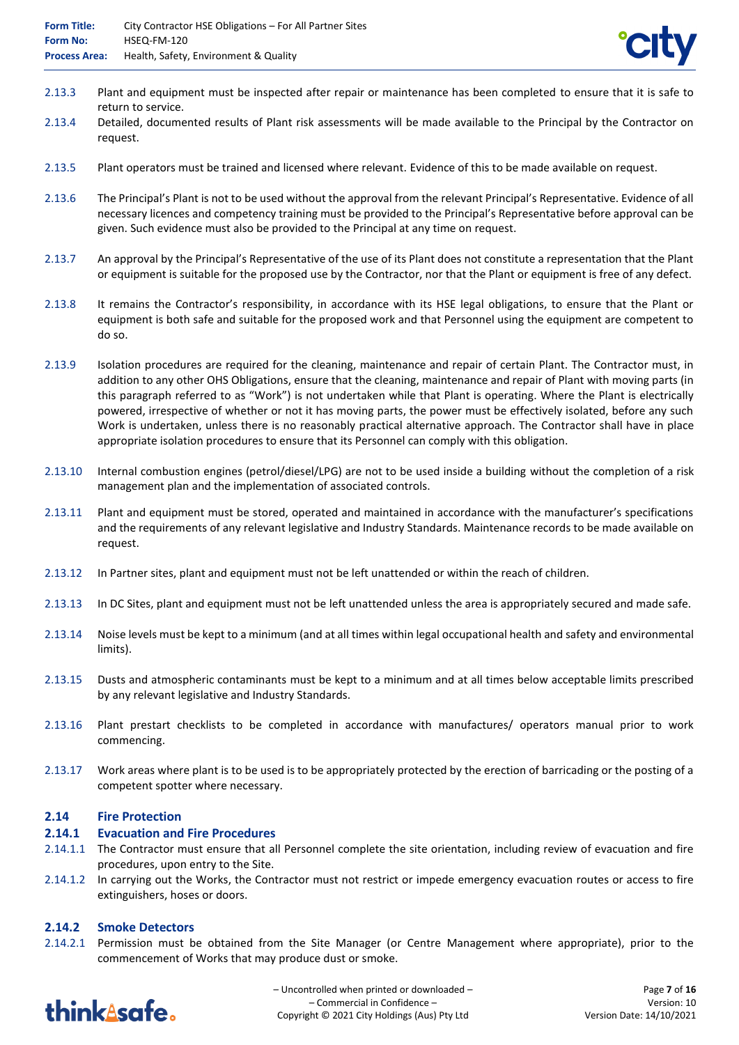2.13.3 Plant and equipment must be inspected after repair or maintenance has been completed to ensure that it is safe to return to service.

2.13.4 Detailed, documented results of Plant risk assessments will be made available to the Principal by the Contractor on request.

2.13.5 Plant operators must be trained and licensed where relevant. Evidence of this to be made available on request.

2.13.6 The Principal's Plant is not to be used without the approval from the relevant Principal's Representative. Evidence of all necessary licences and competency training must be provided to the Principal's Representative before approval can be given. Such evidence must also be provided to the Principal at any time on request.

2.13.7 An approval by the Principal's Representative of the use of its Plant does not constitute a representation that the Plant or equipment is suitable for the proposed use by the Contractor, nor that the Plant or equipment is free of any defect.

2.13.8 It remains the Contractor's responsibility, in accordance with its HSE legal obligations, to ensure that the Plant or equipment is both safe and suitable for the proposed work and that Personnel using the equipment are competent to do so.

2.13.9 Isolation procedures are required for the cleaning, maintenance and repair of certain Plant. The Contractor must, in addition to any other OHS Obligations, ensure that the cleaning, maintenance and repair of Plant with moving parts (in this paragraph referred to as "Work") is not undertaken while that Plant is operating. Where the Plant is electrically powered, irrespective of whether or not it has moving parts, the power must be effectively isolated, before any such Work is undertaken, unless there is no reasonably practical alternative approach. The Contractor shall have in place appropriate isolation procedures to ensure that its Personnel can comply with this obligation.

2.13.10 Internal combustion engines (petrol/diesel/LPG) are not to be used inside a building without the completion of a risk management plan and the implementation of associated controls.

2.13.11 Plant and equipment must be stored, operated and maintained in accordance with the manufacturer's specifications and the requirements of any relevant legislative and Industry Standards. Maintenance records to be made available on request.

2.13.12 In Partner sites, plant and equipment must not be left unattended or within the reach of children.

2.13.13 In DC Sites, plant and equipment must not be left unattended unless the area is appropriately secured and made safe.

2.13.14 Noise levels must be kept to a minimum (and at all times within legal occupational health and safety and environmental limits).

2.13.15 Dusts and atmospheric contaminants must be kept to a minimum and at all times below acceptable limits prescribed by any relevant legislative and Industry Standards.

2.13.16 Plant prestart checklists to be completed in accordance with manufactures/ operators manual prior to work commencing.

2.13.17 Work areas where plant is to be used is to be appropriately protected by the erection of barricading or the posting of a competent spotter where necessary.

## 2.14 Fire Protection

### 2.14.1 Evacuation and Fire Procedures

2.14.1.1 The Contractor must ensure that all Personnel complete the site orientation, including review of evacuation and fire procedures, upon entry to the Site.

2.14.1.2 In carrying out the Works, the Contractor must not restrict or impede emergency evacuation routes or access to fire extinguishers, hoses or doors.

### 2.14.2 Smoke Detectors

2.14.2.1 Permission must be obtained from the Site Manager (or Centre Management where appropriate), prior to the commencement of Works that may produce dust or smoke.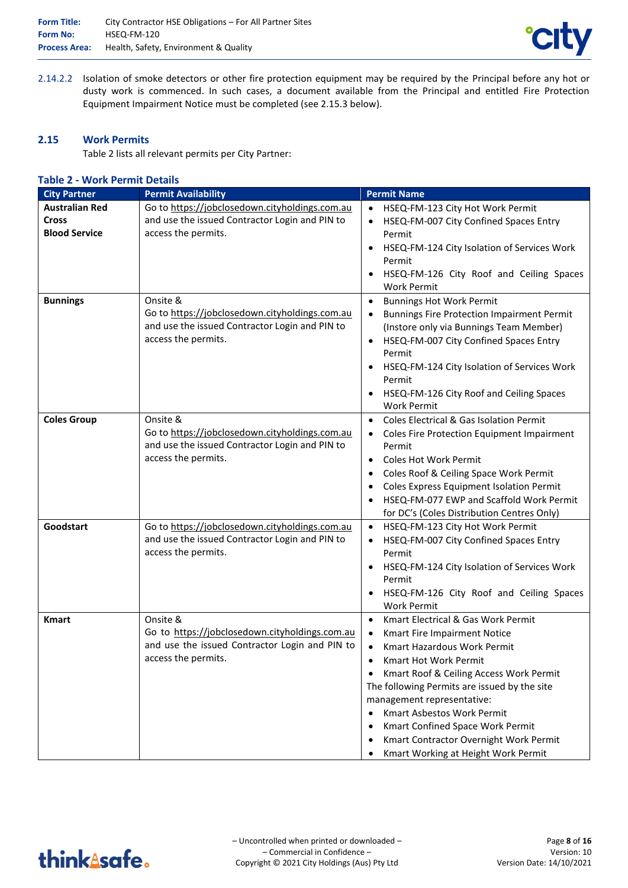2.14.2.2 Isolation of smoke detectors or other fire protection equipment may be required by the Principal before any hot or dusty work is commenced. In such cases, a document available from the Principal and entitled Fire Protection Equipment Impairment Notice must be completed (see 2.15.3 below).

## 2.15 Work Permits

Table 2 lists all relevant permits per City Partner:

**Table 2 - Work Permit Details**

| City Partner | Permit Availability | Permit Name |
|---|---|---|
| **Australian Red Cross Blood Service** | Go to https://jobclosedown.cityholdings.com.au and use the issued Contractor Login and PIN to access the permits. | • HSEQ-FM-123 City Hot Work Permit<br>• HSEQ-FM-007 City Confined Spaces Entry Permit<br>• HSEQ-FM-124 City Isolation of Services Work Permit<br>• HSEQ-FM-126 City Roof and Ceiling Spaces Work Permit |
| **Bunnings** | Onsite & Go to https://jobclosedown.cityholdings.com.au and use the issued Contractor Login and PIN to access the permits. | • Bunnings Hot Work Permit<br>• Bunnings Fire Protection Impairment Permit (Instore only via Bunnings Team Member)<br>• HSEQ-FM-007 City Confined Spaces Entry Permit<br>• HSEQ-FM-124 City Isolation of Services Work Permit<br>• HSEQ-FM-126 City Roof and Ceiling Spaces Work Permit |
| **Coles Group** | Onsite & Go to https://jobclosedown.cityholdings.com.au and use the issued Contractor Login and PIN to access the permits. | • Coles Electrical & Gas Isolation Permit<br>• Coles Fire Protection Equipment Impairment Permit<br>• Coles Hot Work Permit<br>• Coles Roof & Ceiling Space Work Permit<br>• Coles Express Equipment Isolation Permit<br>• HSEQ-FM-077 EWP and Scaffold Work Permit for DC's (Coles Distribution Centres Only) |
| **Goodstart** | Go to https://jobclosedown.cityholdings.com.au and use the issued Contractor Login and PIN to access the permits. | • HSEQ-FM-123 City Hot Work Permit<br>• HSEQ-FM-007 City Confined Spaces Entry Permit<br>• HSEQ-FM-124 City Isolation of Services Work Permit<br>• HSEQ-FM-126 City Roof and Ceiling Spaces Work Permit |
| **Kmart** | Onsite & Go to https://jobclosedown.cityholdings.com.au and use the issued Contractor Login and PIN to access the permits. | • Kmart Electrical & Gas Work Permit<br>• Kmart Fire Impairment Notice<br>• Kmart Hazardous Work Permit<br>• Kmart Hot Work Permit<br>• Kmart Roof & Ceiling Access Work Permit<br>The following Permits are issued by the site management representative:<br>• Kmart Asbestos Work Permit<br>• Kmart Confined Space Work Permit<br>• Kmart Contractor Overnight Work Permit<br>• Kmart Working at Height Work Permit |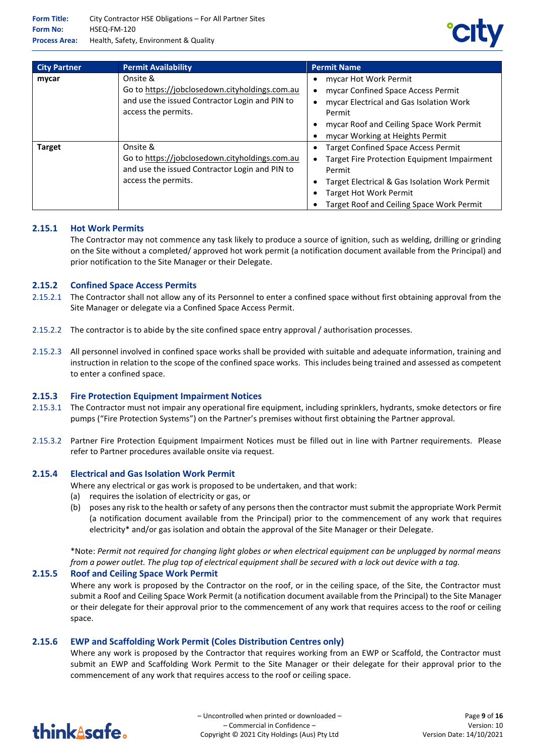| City Partner | Permit Availability | Permit Name |
|---|---|---|
| **mycar** | Onsite & Go to https://jobclosedown.cityholdings.com.au and use the issued Contractor Login and PIN to access the permits. | • mycar Hot Work Permit<br>• mycar Confined Space Access Permit<br>• mycar Electrical and Gas Isolation Work Permit<br>• mycar Roof and Ceiling Space Work Permit<br>• mycar Working at Heights Permit |
| **Target** | Onsite & Go to https://jobclosedown.cityholdings.com.au and use the issued Contractor Login and PIN to access the permits. | • Target Confined Space Access Permit<br>• Target Fire Protection Equipment Impairment Permit<br>• Target Electrical & Gas Isolation Work Permit<br>• Target Hot Work Permit<br>• Target Roof and Ceiling Space Work Permit |

### 2.15.1 Hot Work Permits

The Contractor may not commence any task likely to produce a source of ignition, such as welding, drilling or grinding on the Site without a completed/ approved hot work permit (a notification document available from the Principal) and prior notification to the Site Manager or their Delegate.

### 2.15.2 Confined Space Access Permits

2.15.2.1 The Contractor shall not allow any of its Personnel to enter a confined space without first obtaining approval from the Site Manager or delegate via a Confined Space Access Permit.

2.15.2.2 The contractor is to abide by the site confined space entry approval / authorisation processes.

2.15.2.3 All personnel involved in confined space works shall be provided with suitable and adequate information, training and instruction in relation to the scope of the confined space works. This includes being trained and assessed as competent to enter a confined space.

### 2.15.3 Fire Protection Equipment Impairment Notices

2.15.3.1 The Contractor must not impair any operational fire equipment, including sprinklers, hydrants, smoke detectors or fire pumps ("Fire Protection Systems") on the Partner's premises without first obtaining the Partner approval.

2.15.3.2 Partner Fire Protection Equipment Impairment Notices must be filled out in line with Partner requirements. Please refer to Partner procedures available onsite via request.

### 2.15.4 Electrical and Gas Isolation Work Permit

Where any electrical or gas work is proposed to be undertaken, and that work:

(a) requires the isolation of electricity or gas, or

(b) poses any risk to the health or safety of any persons then the contractor must submit the appropriate Work Permit (a notification document available from the Principal) prior to the commencement of any work that requires electricity* and/or gas isolation and obtain the approval of the Site Manager or their Delegate.

*Note: *Permit not required for changing light globes or when electrical equipment can be unplugged by normal means from a power outlet. The plug top of electrical equipment shall be secured with a lock out device with a tag.*

### 2.15.5 Roof and Ceiling Space Work Permit

Where any work is proposed by the Contractor on the roof, or in the ceiling space, of the Site, the Contractor must submit a Roof and Ceiling Space Work Permit (a notification document available from the Principal) to the Site Manager or their delegate for their approval prior to the commencement of any work that requires access to the roof or ceiling space.

### 2.15.6 EWP and Scaffolding Work Permit (Coles Distribution Centres only)

Where any work is proposed by the Contractor that requires working from an EWP or Scaffold, the Contractor must submit an EWP and Scaffolding Work Permit to the Site Manager or their delegate for their approval prior to the commencement of any work that requires access to the roof or ceiling space.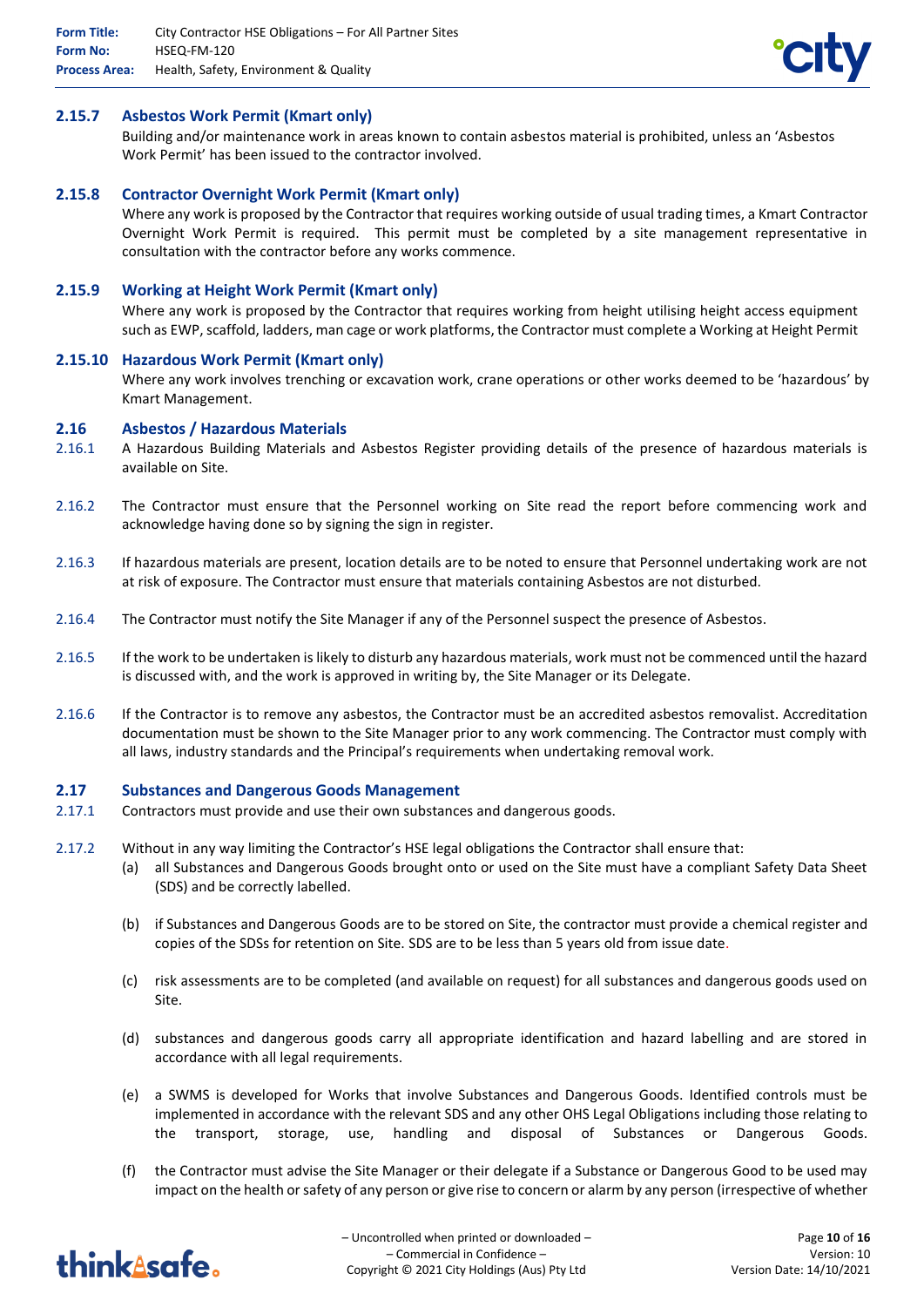### 2.15.7 Asbestos Work Permit (Kmart only)

Building and/or maintenance work in areas known to contain asbestos material is prohibited, unless an 'Asbestos Work Permit' has been issued to the contractor involved.

### 2.15.8 Contractor Overnight Work Permit (Kmart only)

Where any work is proposed by the Contractor that requires working outside of usual trading times, a Kmart Contractor Overnight Work Permit is required. This permit must be completed by a site management representative in consultation with the contractor before any works commence.

### 2.15.9 Working at Height Work Permit (Kmart only)

Where any work is proposed by the Contractor that requires working from height utilising height access equipment such as EWP, scaffold, ladders, man cage or work platforms, the Contractor must complete a Working at Height Permit

### 2.15.10 Hazardous Work Permit (Kmart only)

Where any work involves trenching or excavation work, crane operations or other works deemed to be 'hazardous' by Kmart Management.

## 2.16 Asbestos / Hazardous Materials

2.16.1 A Hazardous Building Materials and Asbestos Register providing details of the presence of hazardous materials is available on Site.

2.16.2 The Contractor must ensure that the Personnel working on Site read the report before commencing work and acknowledge having done so by signing the sign in register.

2.16.3 If hazardous materials are present, location details are to be noted to ensure that Personnel undertaking work are not at risk of exposure. The Contractor must ensure that materials containing Asbestos are not disturbed.

2.16.4 The Contractor must notify the Site Manager if any of the Personnel suspect the presence of Asbestos.

2.16.5 If the work to be undertaken is likely to disturb any hazardous materials, work must not be commenced until the hazard is discussed with, and the work is approved in writing by, the Site Manager or its Delegate.

2.16.6 If the Contractor is to remove any asbestos, the Contractor must be an accredited asbestos removalist. Accreditation documentation must be shown to the Site Manager prior to any work commencing. The Contractor must comply with all laws, industry standards and the Principal's requirements when undertaking removal work.

## 2.17 Substances and Dangerous Goods Management

2.17.1 Contractors must provide and use their own substances and dangerous goods.

2.17.2 Without in any way limiting the Contractor's HSE legal obligations the Contractor shall ensure that:

(a) all Substances and Dangerous Goods brought onto or used on the Site must have a compliant Safety Data Sheet (SDS) and be correctly labelled.

(b) if Substances and Dangerous Goods are to be stored on Site, the contractor must provide a chemical register and copies of the SDSs for retention on Site. SDS are to be less than 5 years old from issue date.

(c) risk assessments are to be completed (and available on request) for all substances and dangerous goods used on Site.

(d) substances and dangerous goods carry all appropriate identification and hazard labelling and are stored in accordance with all legal requirements.

(e) a SWMS is developed for Works that involve Substances and Dangerous Goods. Identified controls must be implemented in accordance with the relevant SDS and any other OHS Legal Obligations including those relating to the transport, storage, use, handling and disposal of Substances or Dangerous Goods.

(f) the Contractor must advise the Site Manager or their delegate if a Substance or Dangerous Good to be used may impact on the health or safety of any person or give rise to concern or alarm by any person (irrespective of whether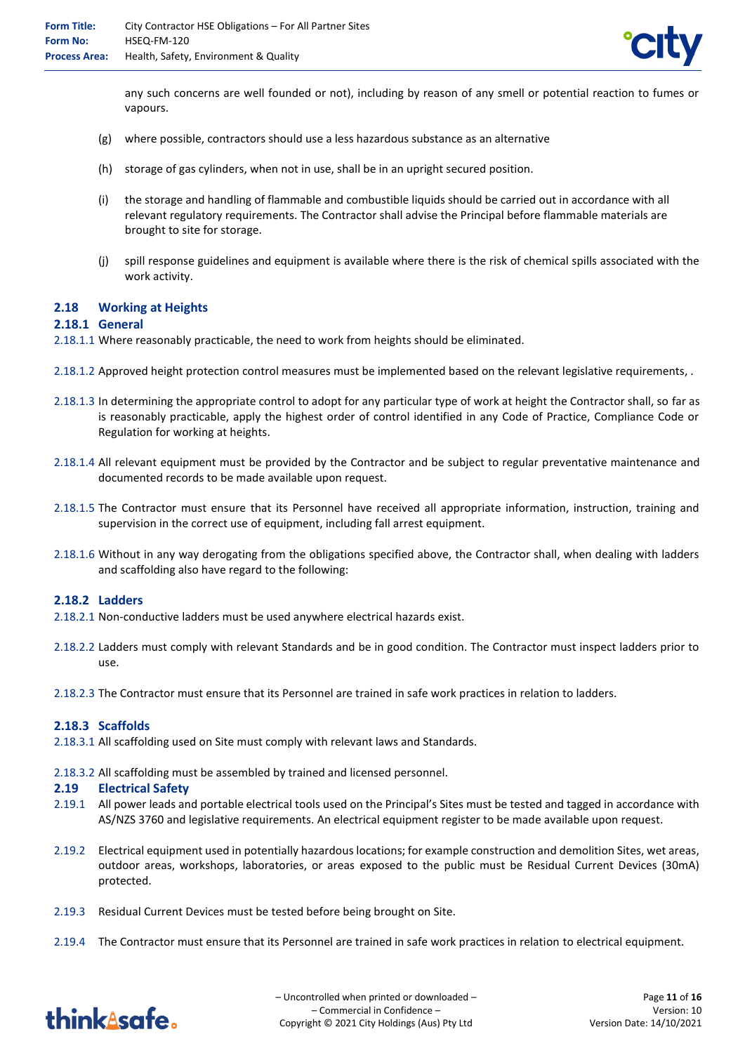any such concerns are well founded or not), including by reason of any smell or potential reaction to fumes or vapours.

(g) where possible, contractors should use a less hazardous substance as an alternative

(h) storage of gas cylinders, when not in use, shall be in an upright secured position.

(i) the storage and handling of flammable and combustible liquids should be carried out in accordance with all relevant regulatory requirements. The Contractor shall advise the Principal before flammable materials are brought to site for storage.

(j) spill response guidelines and equipment is available where there is the risk of chemical spills associated with the work activity.

## 2.18 Working at Heights

### 2.18.1 General

2.18.1.1 Where reasonably practicable, the need to work from heights should be eliminated.

2.18.1.2 Approved height protection control measures must be implemented based on the relevant legislative requirements, .

2.18.1.3 In determining the appropriate control to adopt for any particular type of work at height the Contractor shall, so far as is reasonably practicable, apply the highest order of control identified in any Code of Practice, Compliance Code or Regulation for working at heights.

2.18.1.4 All relevant equipment must be provided by the Contractor and be subject to regular preventative maintenance and documented records to be made available upon request.

2.18.1.5 The Contractor must ensure that its Personnel have received all appropriate information, instruction, training and supervision in the correct use of equipment, including fall arrest equipment.

2.18.1.6 Without in any way derogating from the obligations specified above, the Contractor shall, when dealing with ladders and scaffolding also have regard to the following:

### 2.18.2 Ladders

2.18.2.1 Non-conductive ladders must be used anywhere electrical hazards exist.

2.18.2.2 Ladders must comply with relevant Standards and be in good condition. The Contractor must inspect ladders prior to use.

2.18.2.3 The Contractor must ensure that its Personnel are trained in safe work practices in relation to ladders.

### 2.18.3 Scaffolds

2.18.3.1 All scaffolding used on Site must comply with relevant laws and Standards.

2.18.3.2 All scaffolding must be assembled by trained and licensed personnel.

## 2.19 Electrical Safety

2.19.1 All power leads and portable electrical tools used on the Principal's Sites must be tested and tagged in accordance with AS/NZS 3760 and legislative requirements. An electrical equipment register to be made available upon request.

2.19.2 Electrical equipment used in potentially hazardous locations; for example construction and demolition Sites, wet areas, outdoor areas, workshops, laboratories, or areas exposed to the public must be Residual Current Devices (30mA) protected.

2.19.3 Residual Current Devices must be tested before being brought on Site.

2.19.4 The Contractor must ensure that its Personnel are trained in safe work practices in relation to electrical equipment.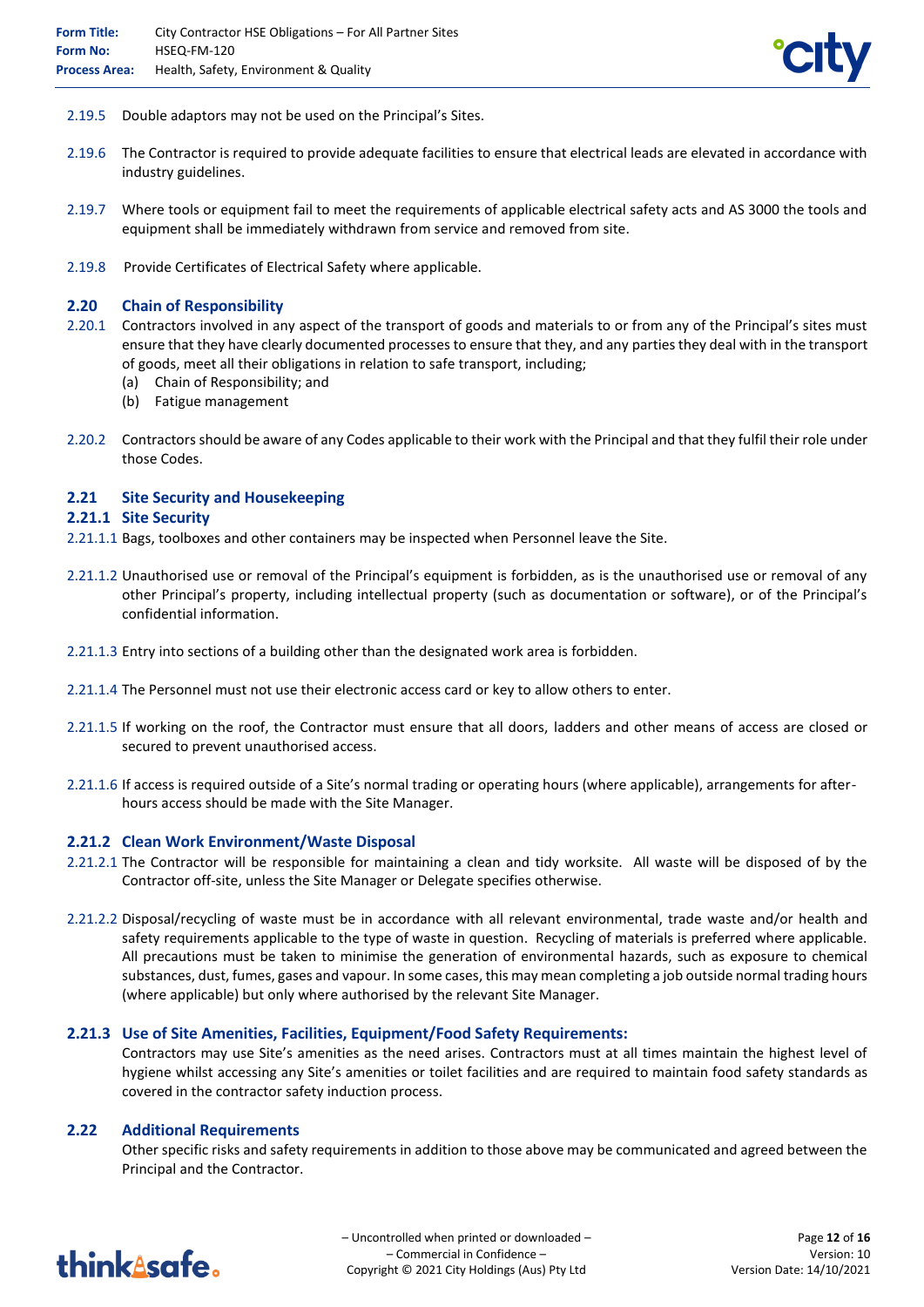2.19.5 Double adaptors may not be used on the Principal's Sites.

2.19.6 The Contractor is required to provide adequate facilities to ensure that electrical leads are elevated in accordance with industry guidelines.

2.19.7 Where tools or equipment fail to meet the requirements of applicable electrical safety acts and AS 3000 the tools and equipment shall be immediately withdrawn from service and removed from site.

2.19.8 Provide Certificates of Electrical Safety where applicable.

## 2.20 Chain of Responsibility

2.20.1 Contractors involved in any aspect of the transport of goods and materials to or from any of the Principal's sites must ensure that they have clearly documented processes to ensure that they, and any parties they deal with in the transport of goods, meet all their obligations in relation to safe transport, including;

(a) Chain of Responsibility; and
(b) Fatigue management

2.20.2 Contractors should be aware of any Codes applicable to their work with the Principal and that they fulfil their role under those Codes.

## 2.21 Site Security and Housekeeping

### 2.21.1 Site Security

2.21.1.1 Bags, toolboxes and other containers may be inspected when Personnel leave the Site.

2.21.1.2 Unauthorised use or removal of the Principal's equipment is forbidden, as is the unauthorised use or removal of any other Principal's property, including intellectual property (such as documentation or software), or of the Principal's confidential information.

2.21.1.3 Entry into sections of a building other than the designated work area is forbidden.

2.21.1.4 The Personnel must not use their electronic access card or key to allow others to enter.

2.21.1.5 If working on the roof, the Contractor must ensure that all doors, ladders and other means of access are closed or secured to prevent unauthorised access.

2.21.1.6 If access is required outside of a Site's normal trading or operating hours (where applicable), arrangements for after-hours access should be made with the Site Manager.

### 2.21.2 Clean Work Environment/Waste Disposal

2.21.2.1 The Contractor will be responsible for maintaining a clean and tidy worksite. All waste will be disposed of by the Contractor off-site, unless the Site Manager or Delegate specifies otherwise.

2.21.2.2 Disposal/recycling of waste must be in accordance with all relevant environmental, trade waste and/or health and safety requirements applicable to the type of waste in question. Recycling of materials is preferred where applicable. All precautions must be taken to minimise the generation of environmental hazards, such as exposure to chemical substances, dust, fumes, gases and vapour. In some cases, this may mean completing a job outside normal trading hours (where applicable) but only where authorised by the relevant Site Manager.

### 2.21.3 Use of Site Amenities, Facilities, Equipment/Food Safety Requirements:

Contractors may use Site's amenities as the need arises. Contractors must at all times maintain the highest level of hygiene whilst accessing any Site's amenities or toilet facilities and are required to maintain food safety standards as covered in the contractor safety induction process.

## 2.22 Additional Requirements

Other specific risks and safety requirements in addition to those above may be communicated and agreed between the Principal and the Contractor.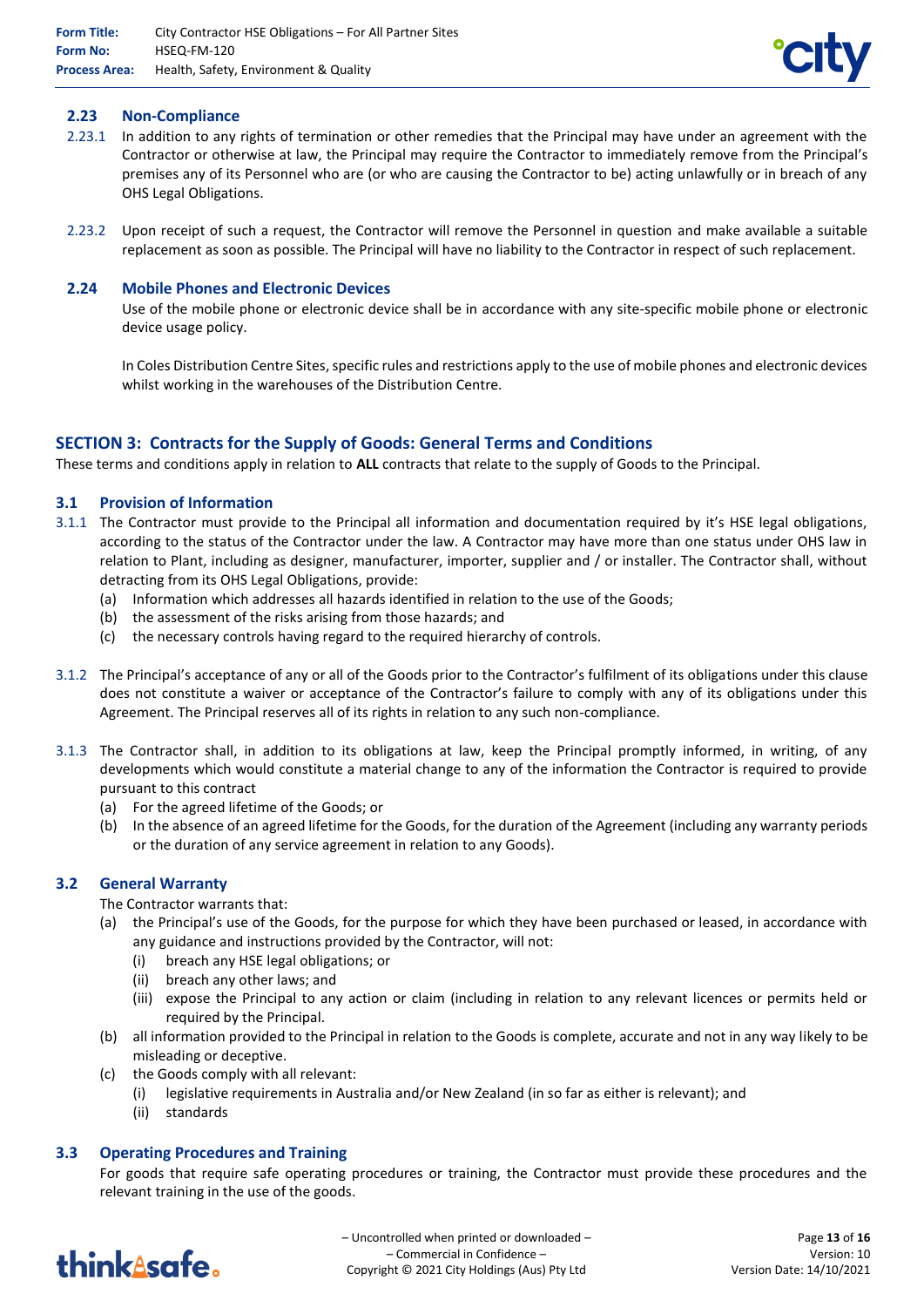### 2.23 Non-Compliance

2.23.1 In addition to any rights of termination or other remedies that the Principal may have under an agreement with the Contractor or otherwise at law, the Principal may require the Contractor to immediately remove from the Principal's premises any of its Personnel who are (or who are causing the Contractor to be) acting unlawfully or in breach of any OHS Legal Obligations.

2.23.2 Upon receipt of such a request, the Contractor will remove the Personnel in question and make available a suitable replacement as soon as possible. The Principal will have no liability to the Contractor in respect of such replacement.

### 2.24 Mobile Phones and Electronic Devices

Use of the mobile phone or electronic device shall be in accordance with any site-specific mobile phone or electronic device usage policy.

In Coles Distribution Centre Sites, specific rules and restrictions apply to the use of mobile phones and electronic devices whilst working in the warehouses of the Distribution Centre.

## SECTION 3: Contracts for the Supply of Goods: General Terms and Conditions

These terms and conditions apply in relation to **ALL** contracts that relate to the supply of Goods to the Principal.

### 3.1 Provision of Information

3.1.1 The Contractor must provide to the Principal all information and documentation required by it's HSE legal obligations, according to the status of the Contractor under the law. A Contractor may have more than one status under OHS law in relation to Plant, including as designer, manufacturer, importer, supplier and / or installer. The Contractor shall, without detracting from its OHS Legal Obligations, provide:

- (a) Information which addresses all hazards identified in relation to the use of the Goods;
- (b) the assessment of the risks arising from those hazards; and
- (c) the necessary controls having regard to the required hierarchy of controls.

3.1.2 The Principal's acceptance of any or all of the Goods prior to the Contractor's fulfilment of its obligations under this clause does not constitute a waiver or acceptance of the Contractor's failure to comply with any of its obligations under this Agreement. The Principal reserves all of its rights in relation to any such non-compliance.

3.1.3 The Contractor shall, in addition to its obligations at law, keep the Principal promptly informed, in writing, of any developments which would constitute a material change to any of the information the Contractor is required to provide pursuant to this contract

- (a) For the agreed lifetime of the Goods; or
- (b) In the absence of an agreed lifetime for the Goods, for the duration of the Agreement (including any warranty periods or the duration of any service agreement in relation to any Goods).

### 3.2 General Warranty

The Contractor warrants that:

- (a) the Principal's use of the Goods, for the purpose for which they have been purchased or leased, in accordance with any guidance and instructions provided by the Contractor, will not:
  - (i) breach any HSE legal obligations; or
  - (ii) breach any other laws; and
  - (iii) expose the Principal to any action or claim (including in relation to any relevant licences or permits held or required by the Principal.
- (b) all information provided to the Principal in relation to the Goods is complete, accurate and not in any way likely to be misleading or deceptive.
- (c) the Goods comply with all relevant:
  - (i) legislative requirements in Australia and/or New Zealand (in so far as either is relevant); and
  - (ii) standards

### 3.3 Operating Procedures and Training

For goods that require safe operating procedures or training, the Contractor must provide these procedures and the relevant training in the use of the goods.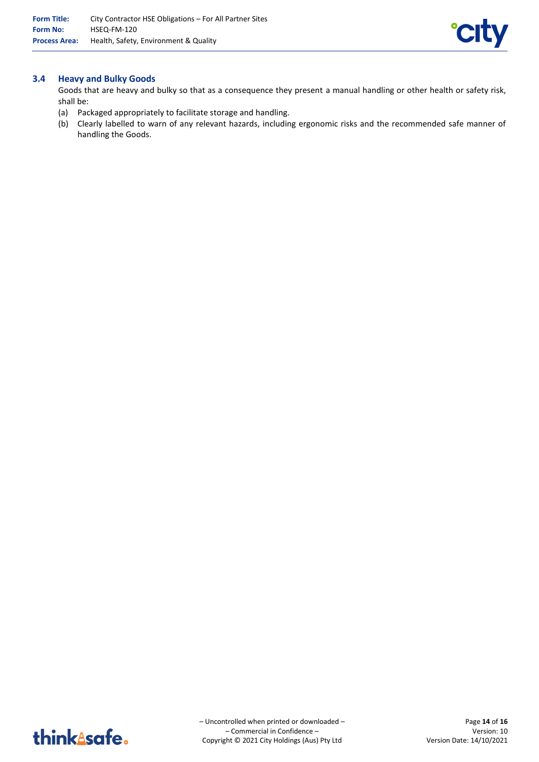### 3.4 Heavy and Bulky Goods

Goods that are heavy and bulky so that as a consequence they present a manual handling or other health or safety risk, shall be:

(a) Packaged appropriately to facilitate storage and handling.

(b) Clearly labelled to warn of any relevant hazards, including ergonomic risks and the recommended safe manner of handling the Goods.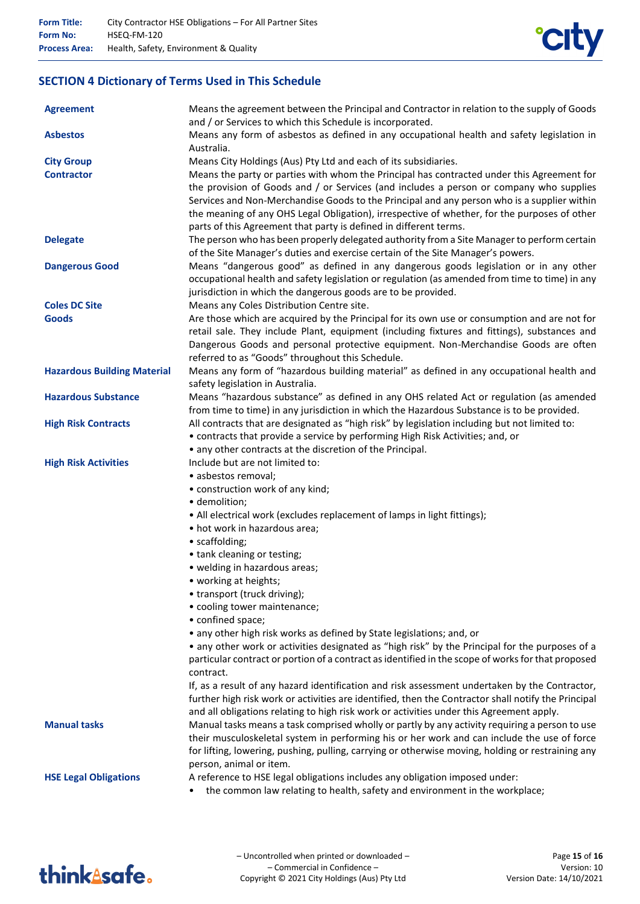## SECTION 4 Dictionary of Terms Used in This Schedule

| Term | Definition |
|---|---|
| **Agreement** | Means the agreement between the Principal and Contractor in relation to the supply of Goods and / or Services to which this Schedule is incorporated. |
| **Asbestos** | Means any form of asbestos as defined in any occupational health and safety legislation in Australia. |
| **City Group** | Means City Holdings (Aus) Pty Ltd and each of its subsidiaries. |
| **Contractor** | Means the party or parties with whom the Principal has contracted under this Agreement for the provision of Goods and / or Services (and includes a person or company who supplies Services and Non-Merchandise Goods to the Principal and any person who is a supplier within the meaning of any OHS Legal Obligation), irrespective of whether, for the purposes of other parts of this Agreement that party is defined in different terms. |
| **Delegate** | The person who has been properly delegated authority from a Site Manager to perform certain of the Site Manager's duties and exercise certain of the Site Manager's powers. |
| **Dangerous Good** | Means "dangerous good" as defined in any dangerous goods legislation or in any other occupational health and safety legislation or regulation (as amended from time to time) in any jurisdiction in which the dangerous goods are to be provided. |
| **Coles DC Site** | Means any Coles Distribution Centre site. |
| **Goods** | Are those which are acquired by the Principal for its own use or consumption and are not for retail sale. They include Plant, equipment (including fixtures and fittings), substances and Dangerous Goods and personal protective equipment. Non-Merchandise Goods are often referred to as "Goods" throughout this Schedule. |
| **Hazardous Building Material** | Means any form of "hazardous building material" as defined in any occupational health and safety legislation in Australia. |
| **Hazardous Substance** | Means "hazardous substance" as defined in any OHS related Act or regulation (as amended from time to time) in any jurisdiction in which the Hazardous Substance is to be provided. |
| **High Risk Contracts** | All contracts that are designated as "high risk" by legislation including but not limited to:<br>• contracts that provide a service by performing High Risk Activities; and, or<br>• any other contracts at the discretion of the Principal. |
| **High Risk Activities** | Include but are not limited to:<br>• asbestos removal;<br>• construction work of any kind;<br>• demolition;<br>• All electrical work (excludes replacement of lamps in light fittings);<br>• hot work in hazardous area;<br>• scaffolding;<br>• tank cleaning or testing;<br>• welding in hazardous areas;<br>• working at heights;<br>• transport (truck driving);<br>• cooling tower maintenance;<br>• confined space;<br>• any other high risk works as defined by State legislations; and, or<br>• any other work or activities designated as "high risk" by the Principal for the purposes of a particular contract or portion of a contract as identified in the scope of works for that proposed contract.<br>If, as a result of any hazard identification and risk assessment undertaken by the Contractor, further high risk work or activities are identified, then the Contractor shall notify the Principal and all obligations relating to high risk work or activities under this Agreement apply. |
| **Manual tasks** | Manual tasks means a task comprised wholly or partly by any activity requiring a person to use their musculoskeletal system in performing his or her work and can include the use of force for lifting, lowering, pushing, pulling, carrying or otherwise moving, holding or restraining any person, animal or item. |
| **HSE Legal Obligations** | A reference to HSE legal obligations includes any obligation imposed under:<br>• the common law relating to health, safety and environment in the workplace; |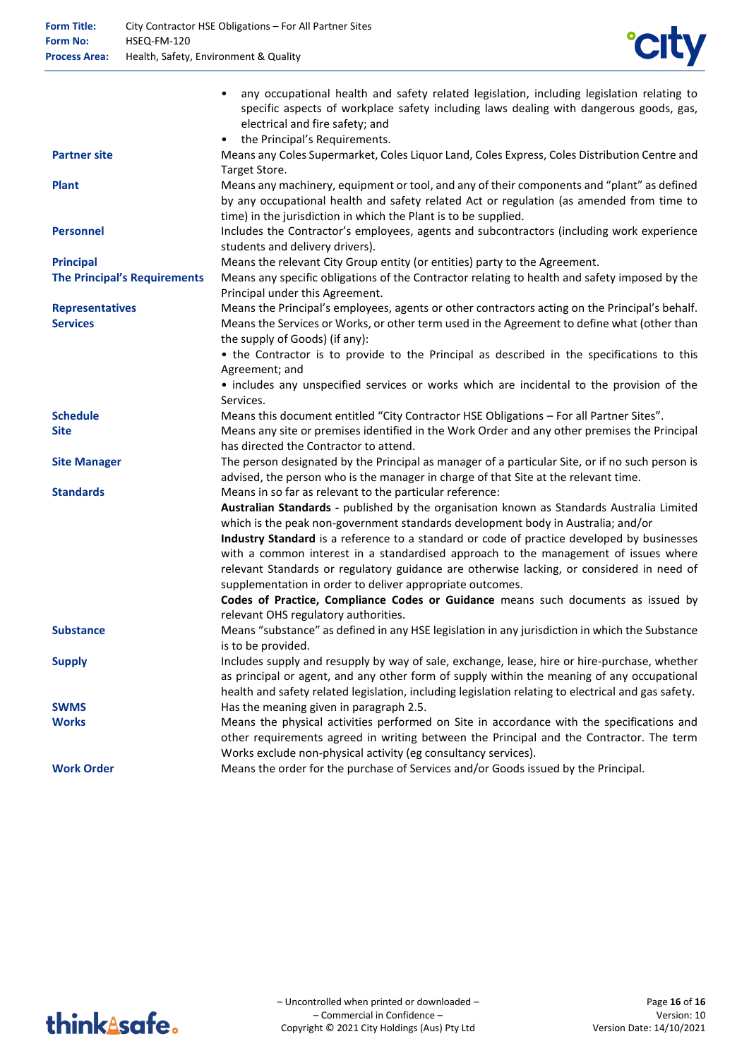| | |
|---|---|
| | • any occupational health and safety related legislation, including legislation relating to specific aspects of workplace safety including laws dealing with dangerous goods, gas, electrical and fire safety; and<br>• the Principal's Requirements. |
| **Partner site** | Means any Coles Supermarket, Coles Liquor Land, Coles Express, Coles Distribution Centre and Target Store. |
| **Plant** | Means any machinery, equipment or tool, and any of their components and "plant" as defined by any occupational health and safety related Act or regulation (as amended from time to time) in the jurisdiction in which the Plant is to be supplied. |
| **Personnel** | Includes the Contractor's employees, agents and subcontractors (including work experience students and delivery drivers). |
| **Principal** | Means the relevant City Group entity (or entities) party to the Agreement. |
| **The Principal's Requirements** | Means any specific obligations of the Contractor relating to health and safety imposed by the Principal under this Agreement. |
| **Representatives** | Means the Principal's employees, agents or other contractors acting on the Principal's behalf. |
| **Services** | Means the Services or Works, or other term used in the Agreement to define what (other than the supply of Goods) (if any):<br>• the Contractor is to provide to the Principal as described in the specifications to this Agreement; and<br>• includes any unspecified services or works which are incidental to the provision of the Services. |
| **Schedule** | Means this document entitled "City Contractor HSE Obligations – For all Partner Sites". |
| **Site** | Means any site or premises identified in the Work Order and any other premises the Principal has directed the Contractor to attend. |
| **Site Manager** | The person designated by the Principal as manager of a particular Site, or if no such person is advised, the person who is the manager in charge of that Site at the relevant time. |
| **Standards** | Means in so far as relevant to the particular reference:<br>**Australian Standards -** published by the organisation known as Standards Australia Limited which is the peak non-government standards development body in Australia; and/or<br>**Industry Standard** is a reference to a standard or code of practice developed by businesses with a common interest in a standardised approach to the management of issues where relevant Standards or regulatory guidance are otherwise lacking, or considered in need of supplementation in order to deliver appropriate outcomes.<br>**Codes of Practice, Compliance Codes or Guidance** means such documents as issued by relevant OHS regulatory authorities. |
| **Substance** | Means "substance" as defined in any HSE legislation in any jurisdiction in which the Substance is to be provided. |
| **Supply** | Includes supply and resupply by way of sale, exchange, lease, hire or hire-purchase, whether as principal or agent, and any other form of supply within the meaning of any occupational health and safety related legislation, including legislation relating to electrical and gas safety. |
| **SWMS** | Has the meaning given in paragraph 2.5. |
| **Works** | Means the physical activities performed on Site in accordance with the specifications and other requirements agreed in writing between the Principal and the Contractor. The term Works exclude non-physical activity (eg consultancy services). |
| **Work Order** | Means the order for the purchase of Services and/or Goods issued by the Principal. |